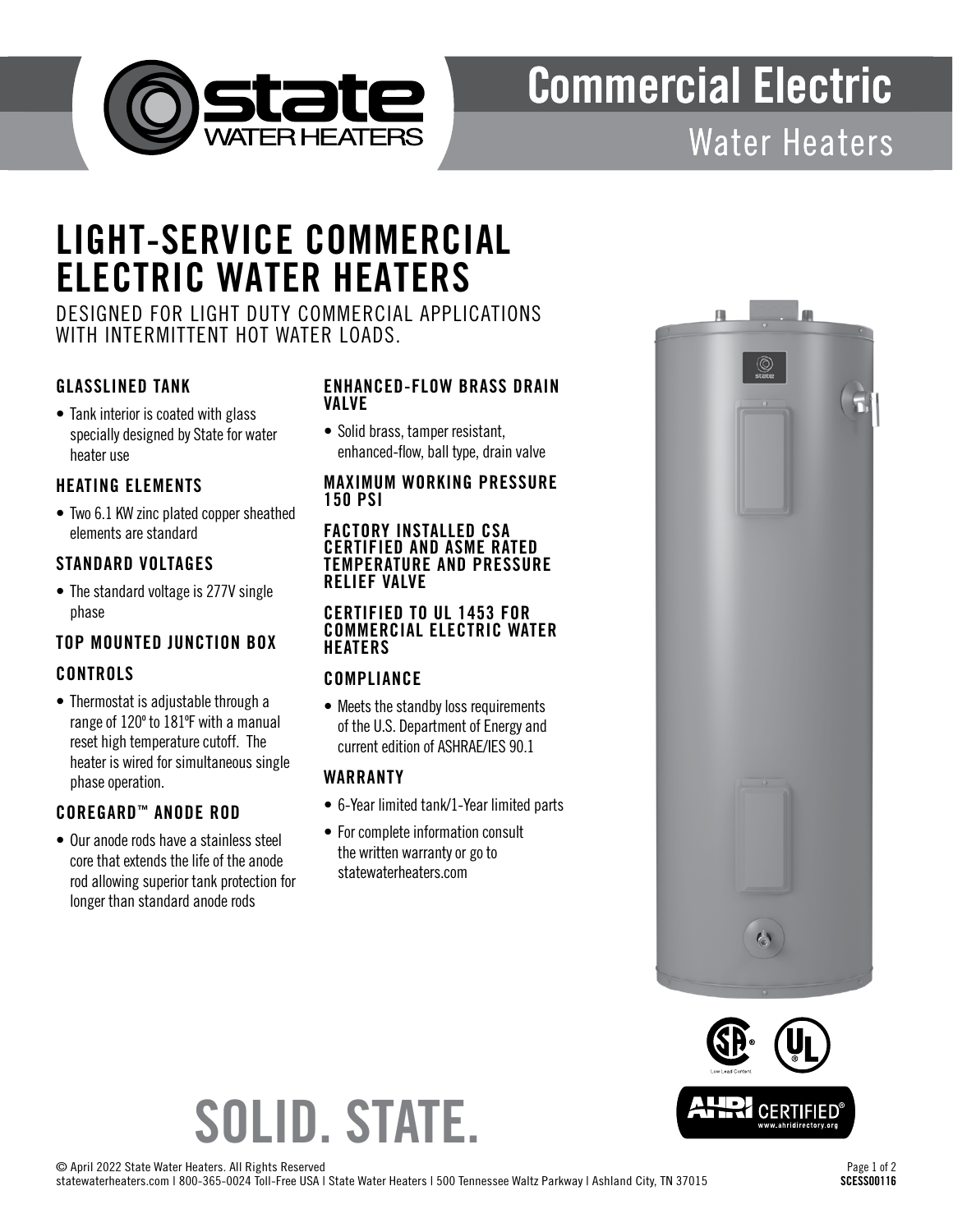# Commercial Electric

## Water Heaters

# LIGHT-SERVICE COMMERCIAL ELECTRIC WATER HEATERS

DESIGNED FOR LIGHT DUTY COMMERCIAL APPLICATIONS WITH INTERMITTENT HOT WATER LOADS.

### GLASSLINED TANK

- Tank interior is coated with glass specially designed by State for water heater use

### HEATING ELEMENTS

- Two 6.1 KW zinc plated copper sheathed elements are standard

### STANDARD VOLTAGES

- The standard voltage is 277V single phase

### TOP MOUNTED JUNCTION BOX

### CONTROLS

- Thermostat is adjustable through a range of 120º to 181ºF with a manual reset high temperature cutoff. The heater is wired for simultaneous single phase operation.

### COREGARD™ ANODE ROD

- Our anode rods have a stainless steel core that extends the life of the anode rod allowing superior tank protection for longer than standard anode rods

### ENHANCED-FLOW BRASS DRAIN VALVE

- Solid brass, tamper resistant, enhanced-flow, ball type, drain valve

### MAXIMUM WORKING PRESSURE 150 PSI

### FACTORY INSTALLED CSA CERTIFIED AND ASME RATED TEMPERATURE AND PRESSURE RELIEF VALVE

### CERTIFIED TO UL 1453 FOR COMMERCIAL ELECTRIC WATER HEATERS

### COMPLIANCE

- Meets the standby loss requirements of the U.S. Department of Energy and current edition of ASHRAE/IES 90.1

### WARRANTY

- 6-Year limited tank/1-Year limited parts
- For complete information consult the written warranty or go to statewaterheaters.com

# SOLID. STATE.

© April 2022 State Water Heaters. All Rights Reserved
statewaterheaters.com | 800-365-0024 Toll-Free USA | State Water Heaters | 500 Tennessee Waltz Parkway | Ashland City, TN 37015

SCESS00116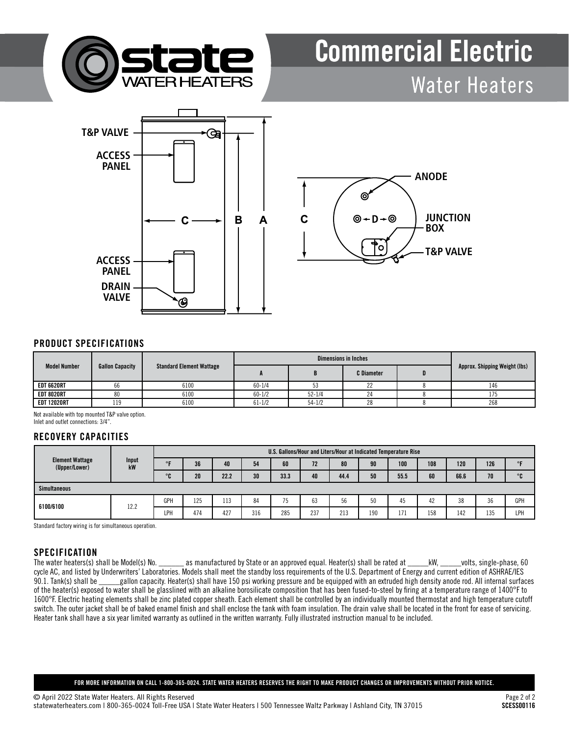# Commercial Electric

## WaterHeaters

T&P VALVE
ACCESS PANEL
ACCESS PANEL
DRAIN VALVE
C
B
A
C
D
ANODE
JUNCTION BOX
T&P VALVE

## PRODUCT SPECIFICATIONS

| Model Number | Gallon Capacity | Standard Element Wattage | Dimensions in Inches | | | | Approx. Shipping Weight (lbs) |
|---|---|---|---|---|---|---|---|
| | | | A | B | C Diameter | D | |
| EDT 6620RT | 66 | 6100 | 60-1/4 | 53 | 22 | 8 | 146 |
| EDT 8020RT | 80 | 6100 | 60-1/2 | 52-1/4 | 24 | 8 | 175 |
| EDT 12020RT | 119 | 6100 | 61-1/2 | 54-1/2 | 28 | 8 | 268 |

Not available with top mounted T&P valve option.
Inlet and outlet connections: 3/4".

## RECOVERY CAPACITIES

| Element Wattage (Upper/Lower) | Input kW | U.S. Gallons/Hour and Liters/Hour at Indicated Temperature Rise | | | | | | | | | | | | |
|---|---|---|---|---|---|---|---|---|---|---|---|---|---|---|
| | | °F | 36 | 40 | 54 | 60 | 72 | 80 | 90 | 100 | 108 | 120 | 126 | °F |
| | | °C | 20 | 22.2 | 30 | 33.3 | 40 | 44.4 | 50 | 55.5 | 60 | 66.6 | 70 | °C |
| Simultaneous | | | | | | | | | | | | | | |
| 6100/6100 | 12.2 | GPH | 125 | 113 | 84 | 75 | 63 | 56 | 50 | 45 | 42 | 38 | 36 | GPH |
| | | LPH | 474 | 427 | 316 | 285 | 237 | 213 | 190 | 171 | 158 | 142 | 135 | LPH |

Standard factory wiring is for simultaneous operation.

## SPECIFICATION

The water heaters(s) shall be Model(s) No. _______ as manufactured by State or an approved equal. Heater(s) shall be rated at ______kW, ______volts, single-phase, 60 cycle AC, and listed by Underwriters' Laboratories. Models shall meet the standby loss requirements of the U.S. Department of Energy and current edition of ASHRAE/IES 90.1. Tank(s) shall be ______gallon capacity. Heater(s) shall have 150 psi working pressure and be equipped with an extruded high density anode rod. All internal surfaces of the heater(s) exposed to water shall be glasslined with an alkaline borosilicate composition that has been fused-to-steel by firing at a temperature range of 1400°F to 1600°F. Electric heating elements shall be zinc plated copper sheath. Each element shall be controlled by an individually mounted thermostat and high temperature cutoff switch. The outer jacket shall be of baked enamel finish and shall enclose the tank with foam insulation. The drain valve shall be located in the front for ease of servicing. Heater tank shall have a six year limited warranty as outlined in the written warranty. Fully illustrated instruction manual to be included.

FOR MORE INFORMATION ON CALL 1-800-365-0024. STATE WATER HEATERS RESERVES THE RIGHT TO MAKE PRODUCT CHANGES OR IMPROVEMENTS WITHOUT PRIOR NOTICE.

© April 2022 State Water Heaters. All Rights Reserved
statewaterheaters.com | 800-365-0024 Toll-Free USA | State Water Heaters | 500 Tennessee Waltz Parkway | Ashland City, TN 37015

SCESS00116